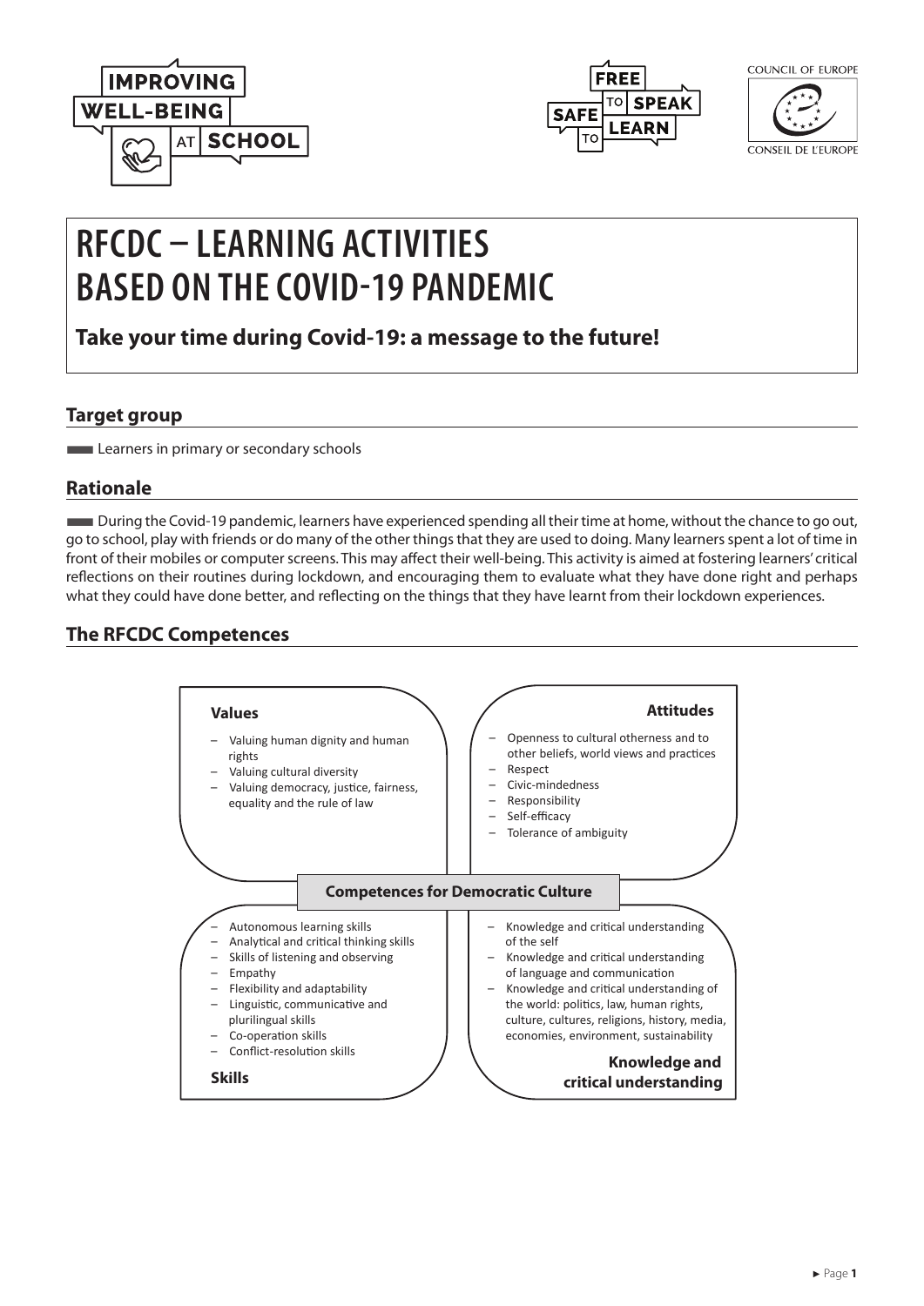# RFCDC – LEARNING ACTIVITIES BASED ON THE COVID-19 PANDEMIC

**Take your time during Covid-19: a message to the future!**

## Target group

- Learners in primary or secondary schools

## Rationale

During the Covid-19 pandemic, learners have experienced spending all their time at home, without the chance to go out, go to school, play with friends or do many of the other things that they are used to doing. Many learners spent a lot of time in front of their mobiles or computer screens. This may affect their well-being. This activity is aimed at fostering learners' critical reflections on their routines during lockdown, and encouraging them to evaluate what they have done right and perhaps what they could have done better, and reflecting on the things that they have learnt from their lockdown experiences.

## The RFCDC Competences

**Competences for Democratic Culture**

**Values**

- Valuing human dignity and human rights
- Valuing cultural diversity
- Valuing democracy, justice, fairness, equality and the rule of law

**Attitudes**

- Openness to cultural otherness and to other beliefs, world views and practices
- Respect
- Civic-mindedness
- Responsibility
- Self-efficacy
- Tolerance of ambiguity

**Skills**

- Autonomous learning skills
- Analytical and critical thinking skills
- Skills of listening and observing
- Empathy
- Flexibility and adaptability
- Linguistic, communicative and plurilingual skills
- Co-operation skills
- Conflict-resolution skills

**Knowledge and critical understanding**

- Knowledge and critical understanding of the self
- Knowledge and critical understanding of language and communication
- Knowledge and critical understanding of the world: politics, law, human rights, culture, cultures, religions, history, media, economies, environment, sustainability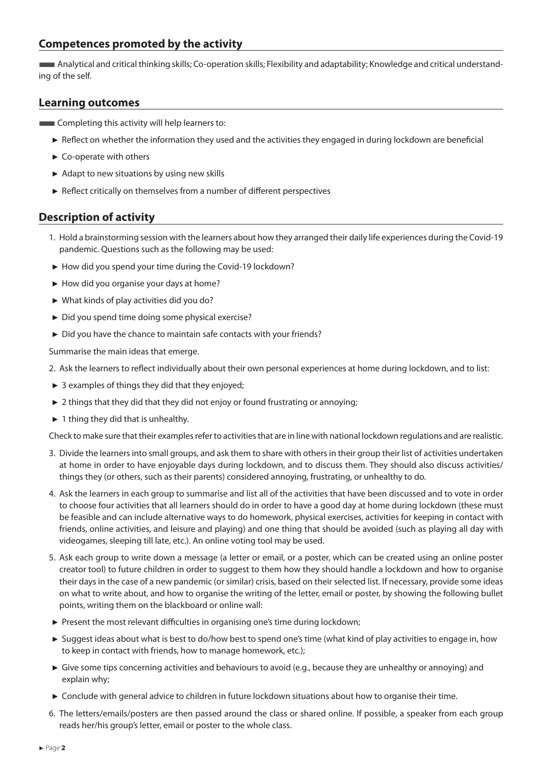## Competences promoted by the activity

Analytical and critical thinking skills; Co-operation skills; Flexibility and adaptability; Knowledge and critical understanding of the self.

## Learning outcomes

Completing this activity will help learners to:

- Reflect on whether the information they used and the activities they engaged in during lockdown are beneficial
- Co-operate with others
- Adapt to new situations by using new skills
- Reflect critically on themselves from a number of different perspectives

## Description of activity

1. Hold a brainstorming session with the learners about how they arranged their daily life experiences during the Covid-19 pandemic. Questions such as the following may be used:
   - How did you spend your time during the Covid-19 lockdown?
   - How did you organise your days at home?
   - What kinds of play activities did you do?
   - Did you spend time doing some physical exercise?
   - Did you have the chance to maintain safe contacts with your friends?

   Summarise the main ideas that emerge.

2. Ask the learners to reflect individually about their own personal experiences at home during lockdown, and to list:
   - 3 examples of things they did that they enjoyed;
   - 2 things that they did that they did not enjoy or found frustrating or annoying;
   - 1 thing they did that is unhealthy.

   Check to make sure that their examples refer to activities that are in line with national lockdown regulations and are realistic.

3. Divide the learners into small groups, and ask them to share with others in their group their list of activities undertaken at home in order to have enjoyable days during lockdown, and to discuss them. They should also discuss activities/things they (or others, such as their parents) considered annoying, frustrating, or unhealthy to do.

4. Ask the learners in each group to summarise and list all of the activities that have been discussed and to vote in order to choose four activities that all learners should do in order to have a good day at home during lockdown (these must be feasible and can include alternative ways to do homework, physical exercises, activities for keeping in contact with friends, online activities, and leisure and playing) and one thing that should be avoided (such as playing all day with videogames, sleeping till late, etc.). An online voting tool may be used.

5. Ask each group to write down a message (a letter or email, or a poster, which can be created using an online poster creator tool) to future children in order to suggest to them how they should handle a lockdown and how to organise their days in the case of a new pandemic (or similar) crisis, based on their selected list. If necessary, provide some ideas on what to write about, and how to organise the writing of the letter, email or poster, by showing the following bullet points, writing them on the blackboard or online wall:
   - Present the most relevant difficulties in organising one's time during lockdown;
   - Suggest ideas about what is best to do/how best to spend one's time (what kind of play activities to engage in, how to keep in contact with friends, how to manage homework, etc.);
   - Give some tips concerning activities and behaviours to avoid (e.g., because they are unhealthy or annoying) and explain why;
   - Conclude with general advice to children in future lockdown situations about how to organise their time.

6. The letters/emails/posters are then passed around the class or shared online. If possible, a speaker from each group reads her/his group's letter, email or poster to the whole class.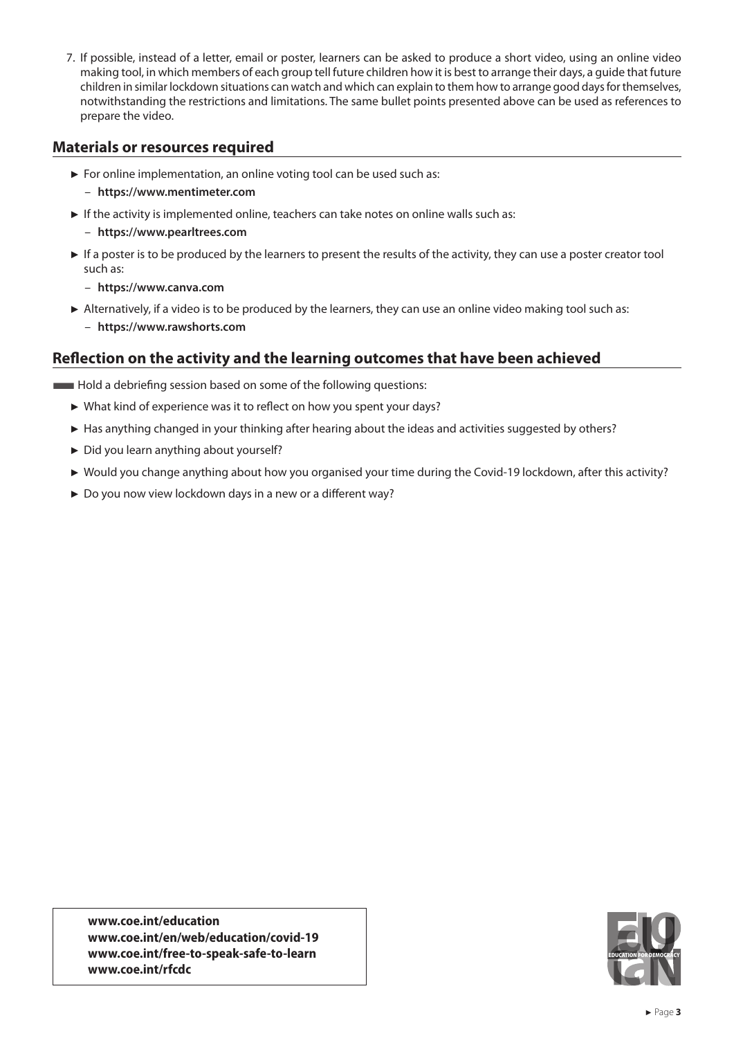7. If possible, instead of a letter, email or poster, learners can be asked to produce a short video, using an online video making tool, in which members of each group tell future children how it is best to arrange their days, a guide that future children in similar lockdown situations can watch and which can explain to them how to arrange good days for themselves, notwithstanding the restrictions and limitations. The same bullet points presented above can be used as references to prepare the video.

## Materials or resources required

- For online implementation, an online voting tool can be used such as:
  - **https://www.mentimeter.com**
- If the activity is implemented online, teachers can take notes on online walls such as:
  - **https://www.pearltrees.com**
- If a poster is to be produced by the learners to present the results of the activity, they can use a poster creator tool such as:
  - **https://www.canva.com**
- Alternatively, if a video is to be produced by the learners, they can use an online video making tool such as:
  - **https://www.rawshorts.com**

## Reflection on the activity and the learning outcomes that have been achieved

Hold a debriefing session based on some of the following questions:

- What kind of experience was it to reflect on how you spent your days?
- Has anything changed in your thinking after hearing about the ideas and activities suggested by others?
- Did you learn anything about yourself?
- Would you change anything about how you organised your time during the Covid-19 lockdown, after this activity?
- Do you now view lockdown days in a new or a different way?

**www.coe.int/education**
**www.coe.int/en/web/education/covid-19**
**www.coe.int/free-to-speak-safe-to-learn**
**www.coe.int/rfcdc**

EDUCATION FOR DEMOCRACY